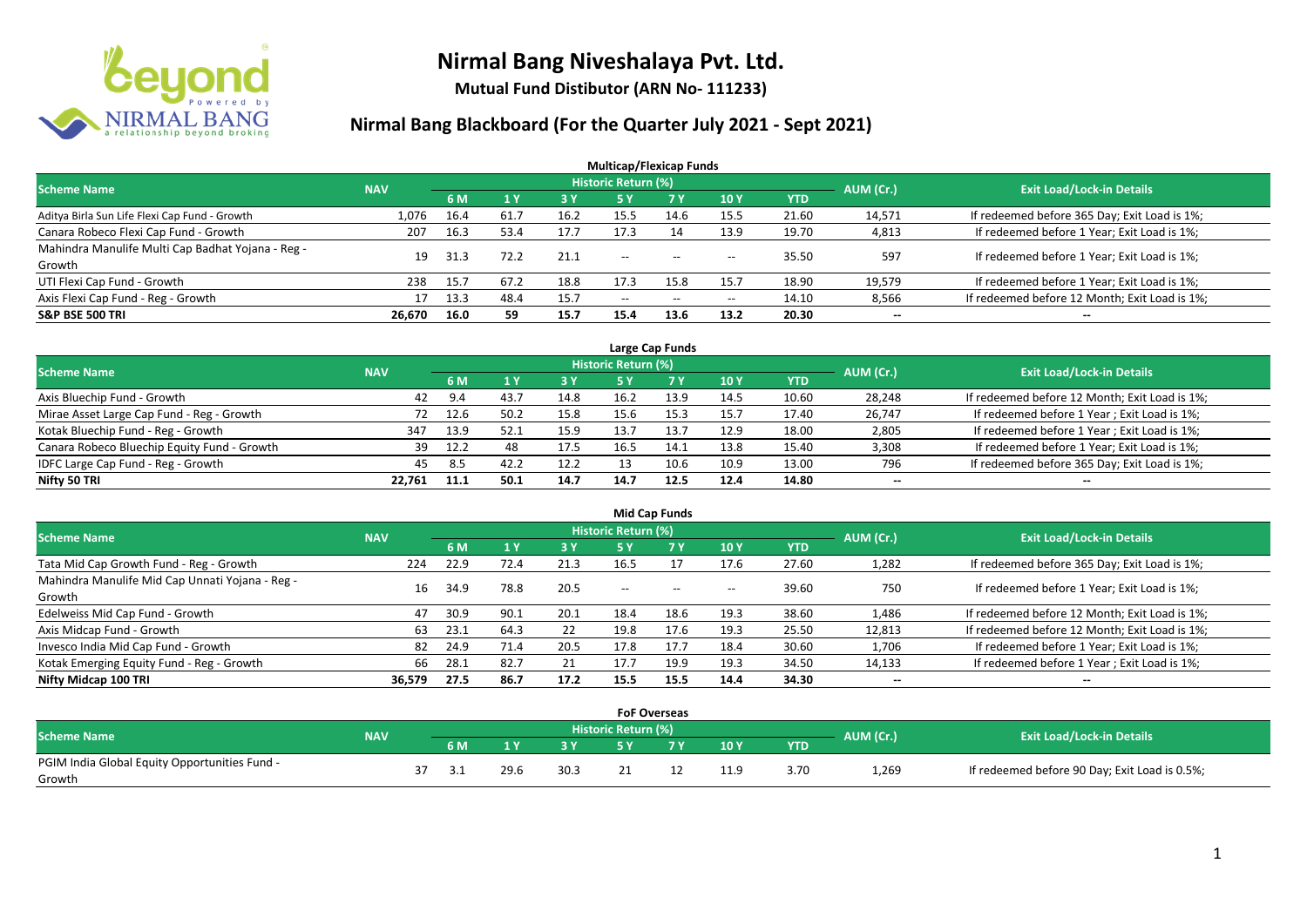# Nirmal Bang Niveshalaya Pvt. Ltd.

**Mutual Fund Distibutor (ARN No- 111233)**

## Nirmal Bang Blackboard (For the Quarter July 2021 - Sept 2021)

### Multicap/Flexicap Funds

| Scheme Name | NAV | Historic Return (%) | | | | | | | AUM (Cr.) | Exit Load/Lock-in Details |
|---|---|---|---|---|---|---|---|---|---|---|
| | | 6 M | 1 Y | 3 Y | 5 Y | 7 Y | 10 Y | YTD | | |
| Aditya Birla Sun Life Flexi Cap Fund - Growth | 1,076 | 16.4 | 61.7 | 16.2 | 15.5 | 14.6 | 15.5 | 21.60 | 14,571 | If redeemed before 365 Day; Exit Load is 1%; |
| Canara Robeco Flexi Cap Fund - Growth | 207 | 16.3 | 53.4 | 17.7 | 17.3 | 14 | 13.9 | 19.70 | 4,813 | If redeemed before 1 Year; Exit Load is 1%; |
| Mahindra Manulife Multi Cap Badhat Yojana - Reg - Growth | 19 | 31.3 | 72.2 | 21.1 | -- | -- | -- | 35.50 | 597 | If redeemed before 1 Year; Exit Load is 1%; |
| UTI Flexi Cap Fund - Growth | 238 | 15.7 | 67.2 | 18.8 | 17.3 | 15.8 | 15.7 | 18.90 | 19,579 | If redeemed before 1 Year; Exit Load is 1%; |
| Axis Flexi Cap Fund - Reg - Growth | 17 | 13.3 | 48.4 | 15.7 | -- | -- | -- | 14.10 | 8,566 | If redeemed before 12 Month; Exit Load is 1%; |
| **S&P BSE 500 TRI** | **26,670** | **16.0** | **59** | **15.7** | **15.4** | **13.6** | **13.2** | **20.30** | **--** | **--** |

### Large Cap Funds

| Scheme Name | NAV | Historic Return (%) | | | | | | | AUM (Cr.) | Exit Load/Lock-in Details |
|---|---|---|---|---|---|---|---|---|---|---|
| | | 6 M | 1 Y | 3 Y | 5 Y | 7 Y | 10 Y | YTD | | |
| Axis Bluechip Fund - Growth | 42 | 9.4 | 43.7 | 14.8 | 16.2 | 13.9 | 14.5 | 10.60 | 28,248 | If redeemed before 12 Month; Exit Load is 1%; |
| Mirae Asset Large Cap Fund - Reg - Growth | 72 | 12.6 | 50.2 | 15.8 | 15.6 | 15.3 | 15.7 | 17.40 | 26,747 | If redeemed before 1 Year ; Exit Load is 1%; |
| Kotak Bluechip Fund - Reg - Growth | 347 | 13.9 | 52.1 | 15.9 | 13.7 | 13.7 | 12.9 | 18.00 | 2,805 | If redeemed before 1 Year ; Exit Load is 1%; |
| Canara Robeco Bluechip Equity Fund - Growth | 39 | 12.2 | 48 | 17.5 | 16.5 | 14.1 | 13.8 | 15.40 | 3,308 | If redeemed before 1 Year; Exit Load is 1%; |
| IDFC Large Cap Fund - Reg - Growth | 45 | 8.5 | 42.2 | 12.2 | 13 | 10.6 | 10.9 | 13.00 | 796 | If redeemed before 365 Day; Exit Load is 1%; |
| **Nifty 50 TRI** | **22,761** | **11.1** | **50.1** | **14.7** | **14.7** | **12.5** | **12.4** | **14.80** | **--** | **--** |

### Mid Cap Funds

| Scheme Name | NAV | Historic Return (%) | | | | | | | AUM (Cr.) | Exit Load/Lock-in Details |
|---|---|---|---|---|---|---|---|---|---|---|
| | | 6 M | 1 Y | 3 Y | 5 Y | 7 Y | 10 Y | YTD | | |
| Tata Mid Cap Growth Fund - Reg - Growth | 224 | 22.9 | 72.4 | 21.3 | 16.5 | 17 | 17.6 | 27.60 | 1,282 | If redeemed before 365 Day; Exit Load is 1%; |
| Mahindra Manulife Mid Cap Unnati Yojana - Reg - Growth | 16 | 34.9 | 78.8 | 20.5 | -- | -- | -- | 39.60 | 750 | If redeemed before 1 Year; Exit Load is 1%; |
| Edelweiss Mid Cap Fund - Growth | 47 | 30.9 | 90.1 | 20.1 | 18.4 | 18.6 | 19.3 | 38.60 | 1,486 | If redeemed before 12 Month; Exit Load is 1%; |
| Axis Midcap Fund - Growth | 63 | 23.1 | 64.3 | 22 | 19.8 | 17.6 | 19.3 | 25.50 | 12,813 | If redeemed before 12 Month; Exit Load is 1%; |
| Invesco India Mid Cap Fund - Growth | 82 | 24.9 | 71.4 | 20.5 | 17.8 | 17.7 | 18.4 | 30.60 | 1,706 | If redeemed before 1 Year; Exit Load is 1%; |
| Kotak Emerging Equity Fund - Reg - Growth | 66 | 28.1 | 82.7 | 21 | 17.7 | 19.9 | 19.3 | 34.50 | 14,133 | If redeemed before 1 Year ; Exit Load is 1%; |
| **Nifty Midcap 100 TRI** | **36,579** | **27.5** | **86.7** | **17.2** | **15.5** | **15.5** | **14.4** | **34.30** | **--** | **--** |

### FoF Overseas

| Scheme Name | NAV | Historic Return (%) | | | | | | | AUM (Cr.) | Exit Load/Lock-in Details |
|---|---|---|---|---|---|---|---|---|---|---|
| | | 6 M | 1 Y | 3 Y | 5 Y | 7 Y | 10 Y | YTD | | |
| PGIM India Global Equity Opportunities Fund - Growth | 37 | 3.1 | 29.6 | 30.3 | 21 | 12 | 11.9 | 3.70 | 1,269 | If redeemed before 90 Day; Exit Load is 0.5%; |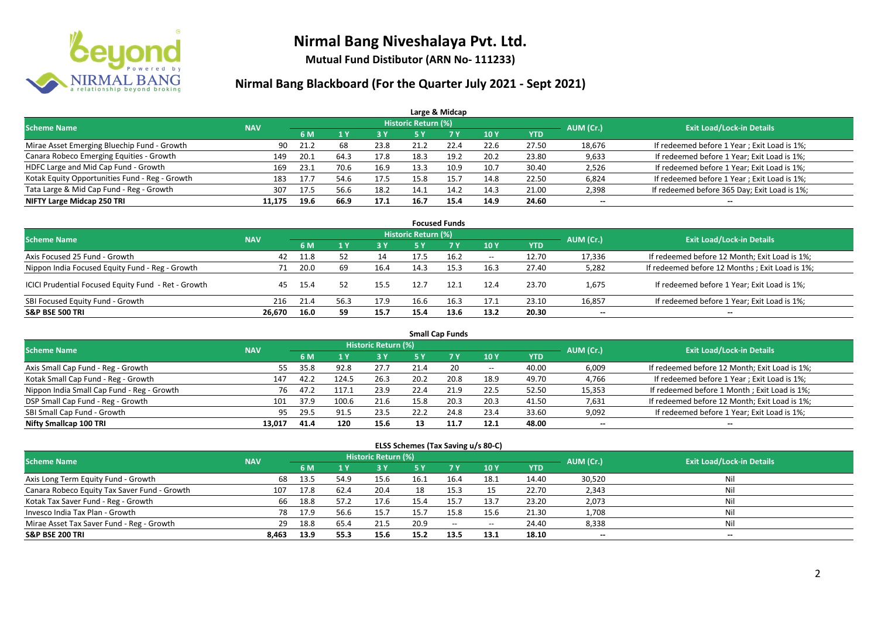# Nirmal Bang Niveshalaya Pvt. Ltd.

**Mutual Fund Distibutor (ARN No- 111233)**

## Nirmal Bang Blackboard (For the Quarter July 2021 - Sept 2021)

### Large & Midcap

| Scheme Name | NAV | Historic Return (%) | | | | | | | AUM (Cr.) | Exit Load/Lock-in Details |
|---|---|---|---|---|---|---|---|---|---|---|
| | | 6 M | 1 Y | 3 Y | 5 Y | 7 Y | 10 Y | YTD | | |
| Mirae Asset Emerging Bluechip Fund - Growth | 90 | 21.2 | 68 | 23.8 | 21.2 | 22.4 | 22.6 | 27.50 | 18,676 | If redeemed before 1 Year ; Exit Load is 1%; |
| Canara Robeco Emerging Equities - Growth | 149 | 20.1 | 64.3 | 17.8 | 18.3 | 19.2 | 20.2 | 23.80 | 9,633 | If redeemed before 1 Year; Exit Load is 1%; |
| HDFC Large and Mid Cap Fund - Growth | 169 | 23.1 | 70.6 | 16.9 | 13.3 | 10.9 | 10.7 | 30.40 | 2,526 | If redeemed before 1 Year; Exit Load is 1%; |
| Kotak Equity Opportunities Fund - Reg - Growth | 183 | 17.7 | 54.6 | 17.5 | 15.8 | 15.7 | 14.8 | 22.50 | 6,824 | If redeemed before 1 Year ; Exit Load is 1%; |
| Tata Large & Mid Cap Fund - Reg - Growth | 307 | 17.5 | 56.6 | 18.2 | 14.1 | 14.2 | 14.3 | 21.00 | 2,398 | If redeemed before 365 Day; Exit Load is 1%; |
| **NIFTY Large Midcap 250 TRI** | **11,175** | **19.6** | **66.9** | **17.1** | **16.7** | **15.4** | **14.9** | **24.60** | -- | -- |

### Focused Funds

| Scheme Name | NAV | Historic Return (%) | | | | | | | AUM (Cr.) | Exit Load/Lock-in Details |
|---|---|---|---|---|---|---|---|---|---|---|
| | | 6 M | 1 Y | 3 Y | 5 Y | 7 Y | 10 Y | YTD | | |
| Axis Focused 25 Fund - Growth | 42 | 11.8 | 52 | 14 | 17.5 | 16.2 | -- | 12.70 | 17,336 | If redeemed before 12 Month; Exit Load is 1%; |
| Nippon India Focused Equity Fund - Reg - Growth | 71 | 20.0 | 69 | 16.4 | 14.3 | 15.3 | 16.3 | 27.40 | 5,282 | If redeemed before 12 Months ; Exit Load is 1%; |
| ICICI Prudential Focused Equity Fund - Ret - Growth | 45 | 15.4 | 52 | 15.5 | 12.7 | 12.1 | 12.4 | 23.70 | 1,675 | If redeemed before 1 Year; Exit Load is 1%; |
| SBI Focused Equity Fund - Growth | 216 | 21.4 | 56.3 | 17.9 | 16.6 | 16.3 | 17.1 | 23.10 | 16,857 | If redeemed before 1 Year; Exit Load is 1%; |
| **S&P BSE 500 TRI** | **26,670** | **16.0** | **59** | **15.7** | **15.4** | **13.6** | **13.2** | **20.30** | -- | -- |

### Small Cap Funds

| Scheme Name | NAV | Historic Return (%) | | | | | | | AUM (Cr.) | Exit Load/Lock-in Details |
|---|---|---|---|---|---|---|---|---|---|---|
| | | 6 M | 1 Y | 3 Y | 5 Y | 7 Y | 10 Y | YTD | | |
| Axis Small Cap Fund - Reg - Growth | 55 | 35.8 | 92.8 | 27.7 | 21.4 | 20 | -- | 40.00 | 6,009 | If redeemed before 12 Month; Exit Load is 1%; |
| Kotak Small Cap Fund - Reg - Growth | 147 | 42.2 | 124.5 | 26.3 | 20.2 | 20.8 | 18.9 | 49.70 | 4,766 | If redeemed before 1 Year ; Exit Load is 1%; |
| Nippon India Small Cap Fund - Reg - Growth | 76 | 47.2 | 117.1 | 23.9 | 22.4 | 21.9 | 22.5 | 52.50 | 15,353 | If redeemed before 1 Month ; Exit Load is 1%; |
| DSP Small Cap Fund - Reg - Growth | 101 | 37.9 | 100.6 | 21.6 | 15.8 | 20.3 | 20.3 | 41.50 | 7,631 | If redeemed before 12 Month; Exit Load is 1%; |
| SBI Small Cap Fund - Growth | 95 | 29.5 | 91.5 | 23.5 | 22.2 | 24.8 | 23.4 | 33.60 | 9,092 | If redeemed before 1 Year; Exit Load is 1%; |
| **Nifty Smallcap 100 TRI** | **13,017** | **41.4** | **120** | **15.6** | **13** | **11.7** | **12.1** | **48.00** | -- | -- |

### ELSS Schemes (Tax Saving u/s 80-C)

| Scheme Name | NAV | Historic Return (%) | | | | | | | AUM (Cr.) | Exit Load/Lock-in Details |
|---|---|---|---|---|---|---|---|---|---|---|
| | | 6 M | 1 Y | 3 Y | 5 Y | 7 Y | 10 Y | YTD | | |
| Axis Long Term Equity Fund - Growth | 68 | 13.5 | 54.9 | 15.6 | 16.1 | 16.4 | 18.1 | 14.40 | 30,520 | Nil |
| Canara Robeco Equity Tax Saver Fund - Growth | 107 | 17.8 | 62.4 | 20.4 | 18 | 15.3 | 15 | 22.70 | 2,343 | Nil |
| Kotak Tax Saver Fund - Reg - Growth | 66 | 18.8 | 57.2 | 17.6 | 15.4 | 15.7 | 13.7 | 23.20 | 2,073 | Nil |
| Invesco India Tax Plan - Growth | 78 | 17.9 | 56.6 | 15.7 | 15.7 | 15.8 | 15.6 | 21.30 | 1,708 | Nil |
| Mirae Asset Tax Saver Fund - Reg - Growth | 29 | 18.8 | 65.4 | 21.5 | 20.9 | -- | -- | 24.40 | 8,338 | Nil |
| **S&P BSE 200 TRI** | **8,463** | **13.9** | **55.3** | **15.6** | **15.2** | **13.5** | **13.1** | **18.10** | -- | -- |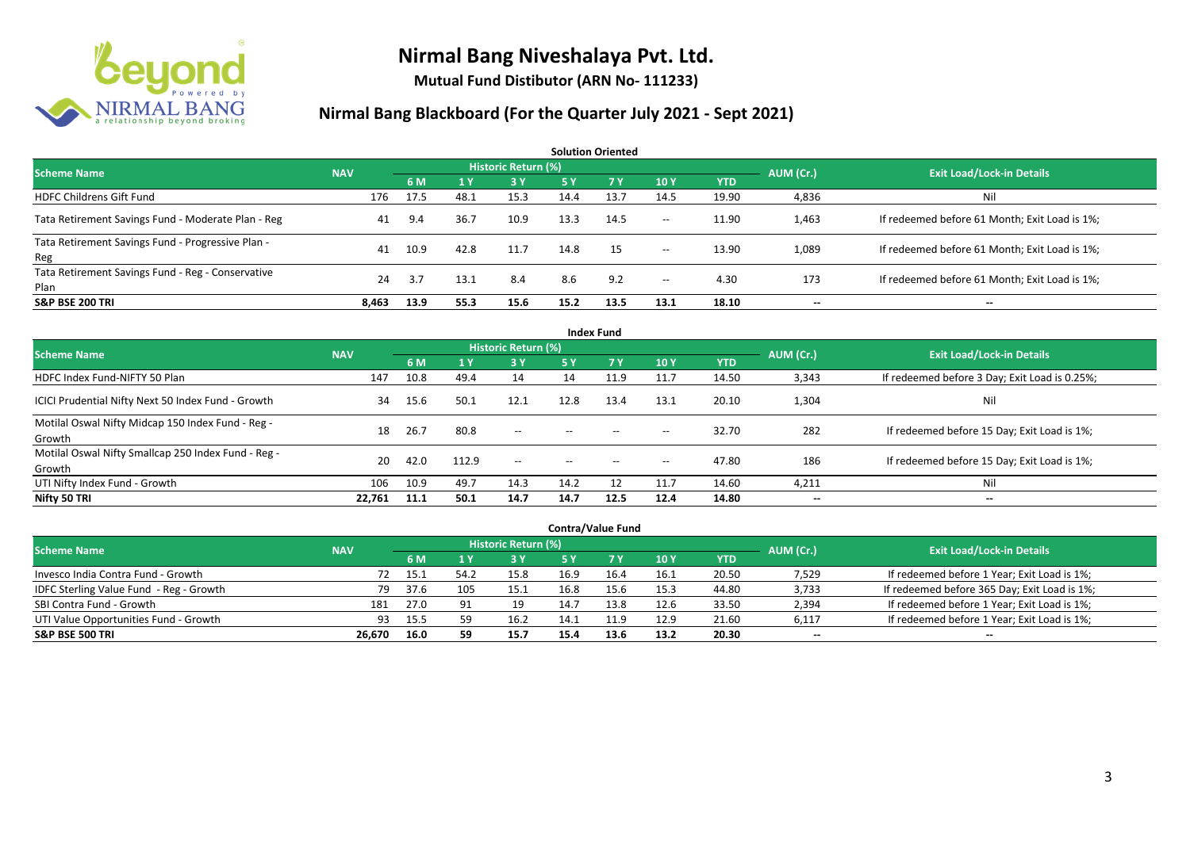# Nirmal Bang Niveshalaya Pvt. Ltd.

**Mutual Fund Distibutor (ARN No- 111233)**

## Nirmal Bang Blackboard (For the Quarter July 2021 - Sept 2021)

### Solution Oriented

| Scheme Name | NAV | Historic Return (%) | | | | | | | AUM (Cr.) | Exit Load/Lock-in Details |
|---|---|---|---|---|---|---|---|---|---|---|
| | | 6 M | 1 Y | 3 Y | 5 Y | 7 Y | 10 Y | YTD | | |
| HDFC Childrens Gift Fund | 176 | 17.5 | 48.1 | 15.3 | 14.4 | 13.7 | 14.5 | 19.90 | 4,836 | Nil |
| Tata Retirement Savings Fund - Moderate Plan - Reg | 41 | 9.4 | 36.7 | 10.9 | 13.3 | 14.5 | -- | 11.90 | 1,463 | If redeemed before 61 Month; Exit Load is 1%; |
| Tata Retirement Savings Fund - Progressive Plan - Reg | 41 | 10.9 | 42.8 | 11.7 | 14.8 | 15 | -- | 13.90 | 1,089 | If redeemed before 61 Month; Exit Load is 1%; |
| Tata Retirement Savings Fund - Reg - Conservative Plan | 24 | 3.7 | 13.1 | 8.4 | 8.6 | 9.2 | -- | 4.30 | 173 | If redeemed before 61 Month; Exit Load is 1%; |
| **S&P BSE 200 TRI** | **8,463** | **13.9** | **55.3** | **15.6** | **15.2** | **13.5** | **13.1** | **18.10** | **--** | **--** |

### Index Fund

| Scheme Name | NAV | Historic Return (%) | | | | | | | AUM (Cr.) | Exit Load/Lock-in Details |
|---|---|---|---|---|---|---|---|---|---|---|
| | | 6 M | 1 Y | 3 Y | 5 Y | 7 Y | 10 Y | YTD | | |
| HDFC Index Fund-NIFTY 50 Plan | 147 | 10.8 | 49.4 | 14 | 14 | 11.9 | 11.7 | 14.50 | 3,343 | If redeemed before 3 Day; Exit Load is 0.25%; |
| ICICI Prudential Nifty Next 50 Index Fund - Growth | 34 | 15.6 | 50.1 | 12.1 | 12.8 | 13.4 | 13.1 | 20.10 | 1,304 | Nil |
| Motilal Oswal Nifty Midcap 150 Index Fund - Reg - Growth | 18 | 26.7 | 80.8 | -- | -- | -- | -- | 32.70 | 282 | If redeemed before 15 Day; Exit Load is 1%; |
| Motilal Oswal Nifty Smallcap 250 Index Fund - Reg - Growth | 20 | 42.0 | 112.9 | -- | -- | -- | -- | 47.80 | 186 | If redeemed before 15 Day; Exit Load is 1%; |
| UTI Nifty Index Fund - Growth | 106 | 10.9 | 49.7 | 14.3 | 14.2 | 12 | 11.7 | 14.60 | 4,211 | Nil |
| **Nifty 50 TRI** | **22,761** | **11.1** | **50.1** | **14.7** | **14.7** | **12.5** | **12.4** | **14.80** | **--** | **--** |

### Contra/Value Fund

| Scheme Name | NAV | Historic Return (%) | | | | | | | AUM (Cr.) | Exit Load/Lock-in Details |
|---|---|---|---|---|---|---|---|---|---|---|
| | | 6 M | 1 Y | 3 Y | 5 Y | 7 Y | 10 Y | YTD | | |
| Invesco India Contra Fund - Growth | 72 | 15.1 | 54.2 | 15.8 | 16.9 | 16.4 | 16.1 | 20.50 | 7,529 | If redeemed before 1 Year; Exit Load is 1%; |
| IDFC Sterling Value Fund - Reg - Growth | 79 | 37.6 | 105 | 15.1 | 16.8 | 15.6 | 15.3 | 44.80 | 3,733 | If redeemed before 365 Day; Exit Load is 1%; |
| SBI Contra Fund - Growth | 181 | 27.0 | 91 | 19 | 14.7 | 13.8 | 12.6 | 33.50 | 2,394 | If redeemed before 1 Year; Exit Load is 1%; |
| UTI Value Opportunities Fund - Growth | 93 | 15.5 | 59 | 16.2 | 14.1 | 11.9 | 12.9 | 21.60 | 6,117 | If redeemed before 1 Year; Exit Load is 1%; |
| **S&P BSE 500 TRI** | **26,670** | **16.0** | **59** | **15.7** | **15.4** | **13.6** | **13.2** | **20.30** | **--** | **--** |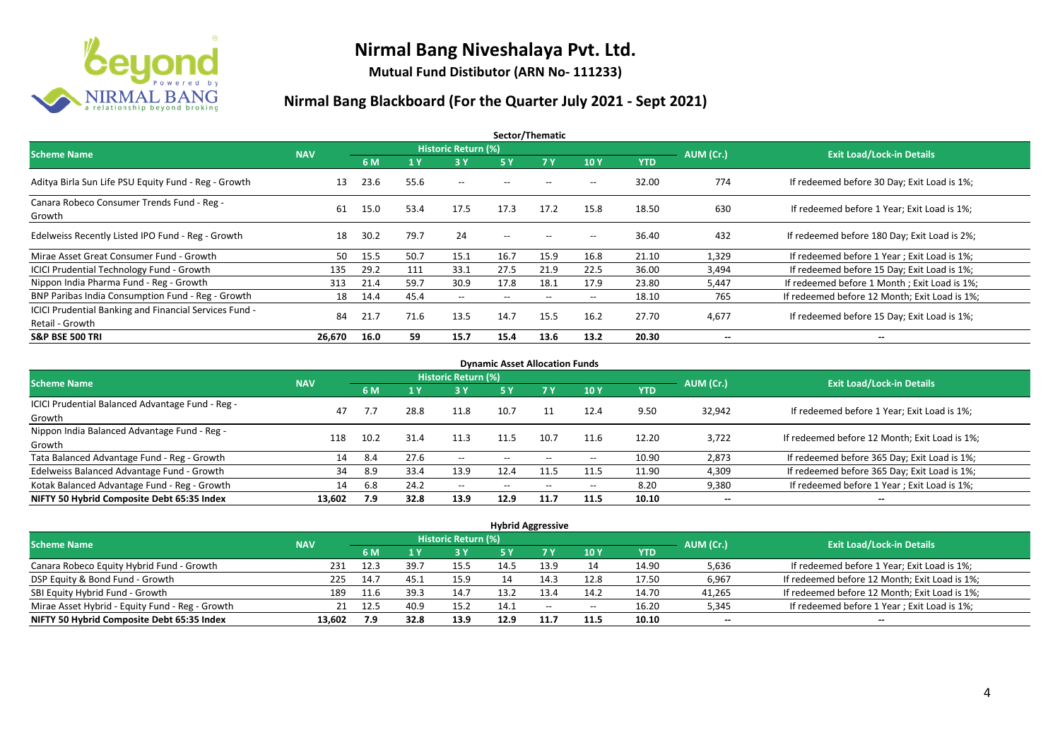# Nirmal Bang Niveshalaya Pvt. Ltd.

**Mutual Fund Distibutor (ARN No- 111233)**

## Nirmal Bang Blackboard (For the Quarter July 2021 - Sept 2021)

### Sector/Thematic

| Scheme Name | NAV | Historic Return (%) | | | | | | | AUM (Cr.) | Exit Load/Lock-in Details |
|---|---|---|---|---|---|---|---|---|---|---|
| | | 6 M | 1 Y | 3 Y | 5 Y | 7 Y | 10 Y | YTD | | |
| Aditya Birla Sun Life PSU Equity Fund - Reg - Growth | 13 | 23.6 | 55.6 | -- | -- | -- | -- | 32.00 | 774 | If redeemed before 30 Day; Exit Load is 1%; |
| Canara Robeco Consumer Trends Fund - Reg - Growth | 61 | 15.0 | 53.4 | 17.5 | 17.3 | 17.2 | 15.8 | 18.50 | 630 | If redeemed before 1 Year; Exit Load is 1%; |
| Edelweiss Recently Listed IPO Fund - Reg - Growth | 18 | 30.2 | 79.7 | 24 | -- | -- | -- | 36.40 | 432 | If redeemed before 180 Day; Exit Load is 2%; |
| Mirae Asset Great Consumer Fund - Growth | 50 | 15.5 | 50.7 | 15.1 | 16.7 | 15.9 | 16.8 | 21.10 | 1,329 | If redeemed before 1 Year ; Exit Load is 1%; |
| ICICI Prudential Technology Fund - Growth | 135 | 29.2 | 111 | 33.1 | 27.5 | 21.9 | 22.5 | 36.00 | 3,494 | If redeemed before 15 Day; Exit Load is 1%; |
| Nippon India Pharma Fund - Reg - Growth | 313 | 21.4 | 59.7 | 30.9 | 17.8 | 18.1 | 17.9 | 23.80 | 5,447 | If redeemed before 1 Month ; Exit Load is 1%; |
| BNP Paribas India Consumption Fund - Reg - Growth | 18 | 14.4 | 45.4 | -- | -- | -- | -- | 18.10 | 765 | If redeemed before 12 Month; Exit Load is 1%; |
| ICICI Prudential Banking and Financial Services Fund - Retail - Growth | 84 | 21.7 | 71.6 | 13.5 | 14.7 | 15.5 | 16.2 | 27.70 | 4,677 | If redeemed before 15 Day; Exit Load is 1%; |
| **S&P BSE 500 TRI** | **26,670** | **16.0** | **59** | **15.7** | **15.4** | **13.6** | **13.2** | **20.30** | **--** | **--** |

### Dynamic Asset Allocation Funds

| Scheme Name | NAV | Historic Return (%) | | | | | | | AUM (Cr.) | Exit Load/Lock-in Details |
|---|---|---|---|---|---|---|---|---|---|---|
| | | 6 M | 1 Y | 3 Y | 5 Y | 7 Y | 10 Y | YTD | | |
| ICICI Prudential Balanced Advantage Fund - Reg - Growth | 47 | 7.7 | 28.8 | 11.8 | 10.7 | 11 | 12.4 | 9.50 | 32,942 | If redeemed before 1 Year; Exit Load is 1%; |
| Nippon India Balanced Advantage Fund - Reg - Growth | 118 | 10.2 | 31.4 | 11.3 | 11.5 | 10.7 | 11.6 | 12.20 | 3,722 | If redeemed before 12 Month; Exit Load is 1%; |
| Tata Balanced Advantage Fund - Reg - Growth | 14 | 8.4 | 27.6 | -- | -- | -- | -- | 10.90 | 2,873 | If redeemed before 365 Day; Exit Load is 1%; |
| Edelweiss Balanced Advantage Fund - Growth | 34 | 8.9 | 33.4 | 13.9 | 12.4 | 11.5 | 11.5 | 11.90 | 4,309 | If redeemed before 365 Day; Exit Load is 1%; |
| Kotak Balanced Advantage Fund - Reg - Growth | 14 | 6.8 | 24.2 | -- | -- | -- | -- | 8.20 | 9,380 | If redeemed before 1 Year ; Exit Load is 1%; |
| **NIFTY 50 Hybrid Composite Debt 65:35 Index** | **13,602** | **7.9** | **32.8** | **13.9** | **12.9** | **11.7** | **11.5** | **10.10** | **--** | **--** |

### Hybrid Aggressive

| Scheme Name | NAV | Historic Return (%) | | | | | | | AUM (Cr.) | Exit Load/Lock-in Details |
|---|---|---|---|---|---|---|---|---|---|---|
| | | 6 M | 1 Y | 3 Y | 5 Y | 7 Y | 10 Y | YTD | | |
| Canara Robeco Equity Hybrid Fund - Growth | 231 | 12.3 | 39.7 | 15.5 | 14.5 | 13.9 | 14 | 14.90 | 5,636 | If redeemed before 1 Year; Exit Load is 1%; |
| DSP Equity & Bond Fund - Growth | 225 | 14.7 | 45.1 | 15.9 | 14 | 14.3 | 12.8 | 17.50 | 6,967 | If redeemed before 12 Month; Exit Load is 1%; |
| SBI Equity Hybrid Fund - Growth | 189 | 11.6 | 39.3 | 14.7 | 13.2 | 13.4 | 14.2 | 14.70 | 41,265 | If redeemed before 12 Month; Exit Load is 1%; |
| Mirae Asset Hybrid - Equity Fund - Reg - Growth | 21 | 12.5 | 40.9 | 15.2 | 14.1 | -- | -- | 16.20 | 5,345 | If redeemed before 1 Year ; Exit Load is 1%; |
| **NIFTY 50 Hybrid Composite Debt 65:35 Index** | **13,602** | **7.9** | **32.8** | **13.9** | **12.9** | **11.7** | **11.5** | **10.10** | **--** | **--** |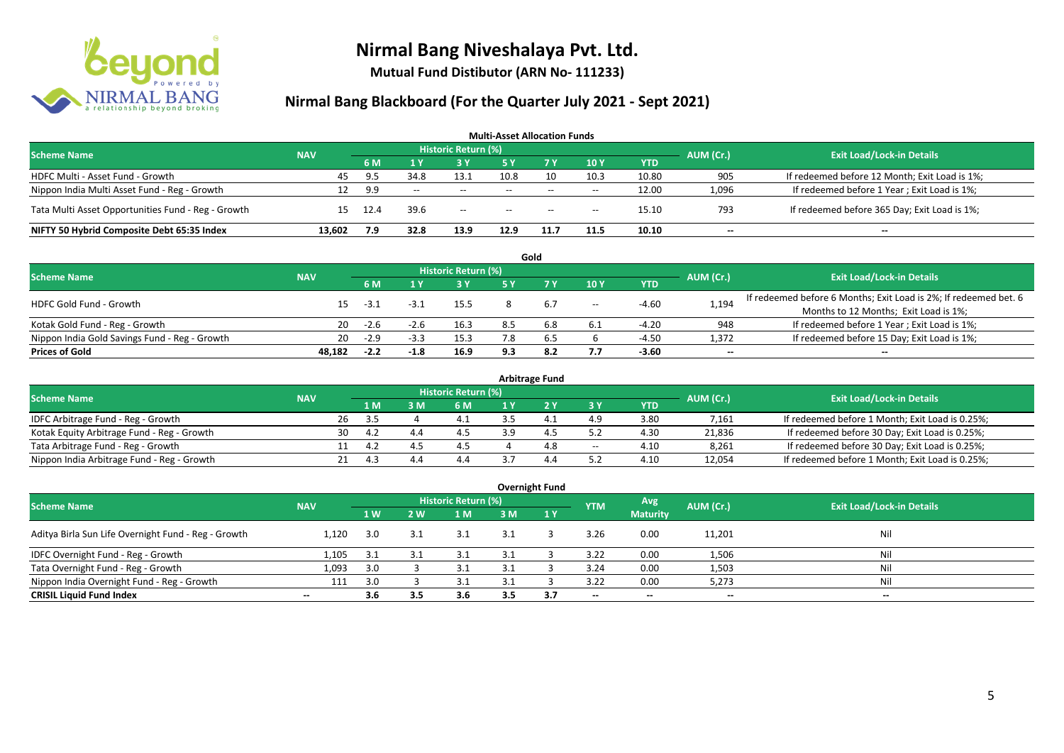# Nirmal Bang Niveshalaya Pvt. Ltd.

**Mutual Fund Distibutor (ARN No- 111233)**

## Nirmal Bang Blackboard (For the Quarter July 2021 - Sept 2021)

### Multi-Asset Allocation Funds

| Scheme Name | NAV | Historic Return (%) | | | | | | | AUM (Cr.) | Exit Load/Lock-in Details |
|---|---|---|---|---|---|---|---|---|---|---|
| | | 6 M | 1 Y | 3 Y | 5 Y | 7 Y | 10 Y | YTD | | |
| HDFC Multi - Asset Fund - Growth | 45 | 9.5 | 34.8 | 13.1 | 10.8 | 10 | 10.3 | 10.80 | 905 | If redeemed before 12 Month; Exit Load is 1%; |
| Nippon India Multi Asset Fund - Reg - Growth | 12 | 9.9 | -- | -- | -- | -- | -- | 12.00 | 1,096 | If redeemed before 1 Year ; Exit Load is 1%; |
| Tata Multi Asset Opportunities Fund - Reg - Growth | 15 | 12.4 | 39.6 | -- | -- | -- | -- | 15.10 | 793 | If redeemed before 365 Day; Exit Load is 1%; |
| **NIFTY 50 Hybrid Composite Debt 65:35 Index** | **13,602** | **7.9** | **32.8** | **13.9** | **12.9** | **11.7** | **11.5** | **10.10** | **--** | **--** |

### Gold

| Scheme Name | NAV | Historic Return (%) | | | | | | | AUM (Cr.) | Exit Load/Lock-in Details |
|---|---|---|---|---|---|---|---|---|---|---|
| | | 6 M | 1 Y | 3 Y | 5 Y | 7 Y | 10 Y | YTD | | |
| HDFC Gold Fund - Growth | 15 | -3.1 | -3.1 | 15.5 | 8 | 6.7 | -- | -4.60 | 1,194 | If redeemed before 6 Months; Exit Load is 2%; If redeemed bet. 6 Months to 12 Months; Exit Load is 1%; |
| Kotak Gold Fund - Reg - Growth | 20 | -2.6 | -2.6 | 16.3 | 8.5 | 6.8 | 6.1 | -4.20 | 948 | If redeemed before 1 Year ; Exit Load is 1%; |
| Nippon India Gold Savings Fund - Reg - Growth | 20 | -2.9 | -3.3 | 15.3 | 7.8 | 6.5 | 6 | -4.50 | 1,372 | If redeemed before 15 Day; Exit Load is 1%; |
| **Prices of Gold** | **48,182** | **-2.2** | **-1.8** | **16.9** | **9.3** | **8.2** | **7.7** | **-3.60** | **--** | **--** |

### Arbitrage Fund

| Scheme Name | NAV | Historic Return (%) | | | | | | | AUM (Cr.) | Exit Load/Lock-in Details |
|---|---|---|---|---|---|---|---|---|---|---|
| | | 1 M | 3 M | 6 M | 1 Y | 2 Y | 3 Y | YTD | | |
| IDFC Arbitrage Fund - Reg - Growth | 26 | 3.5 | 4 | 4.1 | 3.5 | 4.1 | 4.9 | 3.80 | 7,161 | If redeemed before 1 Month; Exit Load is 0.25%; |
| Kotak Equity Arbitrage Fund - Reg - Growth | 30 | 4.2 | 4.4 | 4.5 | 3.9 | 4.5 | 5.2 | 4.30 | 21,836 | If redeemed before 30 Day; Exit Load is 0.25%; |
| Tata Arbitrage Fund - Reg - Growth | 11 | 4.2 | 4.5 | 4.5 | 4 | 4.8 | -- | 4.10 | 8,261 | If redeemed before 30 Day; Exit Load is 0.25%; |
| Nippon India Arbitrage Fund - Reg - Growth | 21 | 4.3 | 4.4 | 4.4 | 3.7 | 4.4 | 5.2 | 4.10 | 12,054 | If redeemed before 1 Month; Exit Load is 0.25%; |

### Overnight Fund

| Scheme Name | NAV | Historic Return (%) | | | | | YTM | Avg Maturity | AUM (Cr.) | Exit Load/Lock-in Details |
|---|---|---|---|---|---|---|---|---|---|---|
| | | 1 W | 2 W | 1 M | 3 M | 1 Y | | | | |
| Aditya Birla Sun Life Overnight Fund - Reg - Growth | 1,120 | 3.0 | 3.1 | 3.1 | 3.1 | 3 | 3.26 | 0.00 | 11,201 | Nil |
| IDFC Overnight Fund - Reg - Growth | 1,105 | 3.1 | 3.1 | 3.1 | 3.1 | 3 | 3.22 | 0.00 | 1,506 | Nil |
| Tata Overnight Fund - Reg - Growth | 1,093 | 3.0 | 3 | 3.1 | 3.1 | 3 | 3.24 | 0.00 | 1,503 | Nil |
| Nippon India Overnight Fund - Reg - Growth | 111 | 3.0 | 3 | 3.1 | 3.1 | 3 | 3.22 | 0.00 | 5,273 | Nil |
| **CRISIL Liquid Fund Index** | **--** | **3.6** | **3.5** | **3.6** | **3.5** | **3.7** | **--** | **--** | **--** | **--** |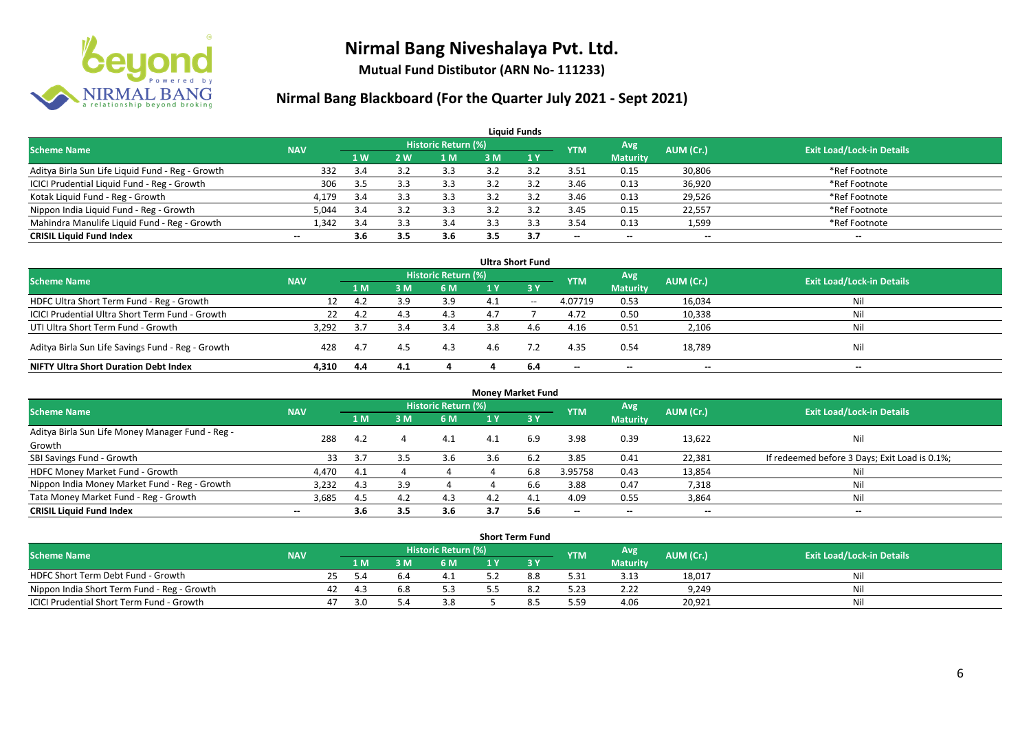# Nirmal Bang Niveshalaya Pvt. Ltd.

**Mutual Fund Distibutor (ARN No- 111233)**

## Nirmal Bang Blackboard (For the Quarter July 2021 - Sept 2021)

### Liquid Funds

| Scheme Name | NAV | Historic Return (%) | | | | | YTM | Avg Maturity | AUM (Cr.) | Exit Load/Lock-in Details |
|---|---|---|---|---|---|---|---|---|---|---|
| | | 1 W | 2 W | 1 M | 3 M | 1 Y | | | | |
| Aditya Birla Sun Life Liquid Fund - Reg - Growth | 332 | 3.4 | 3.2 | 3.3 | 3.2 | 3.2 | 3.51 | 0.15 | 30,806 | *Ref Footnote |
| ICICI Prudential Liquid Fund - Reg - Growth | 306 | 3.5 | 3.3 | 3.3 | 3.2 | 3.2 | 3.46 | 0.13 | 36,920 | *Ref Footnote |
| Kotak Liquid Fund - Reg - Growth | 4,179 | 3.4 | 3.3 | 3.3 | 3.2 | 3.2 | 3.46 | 0.13 | 29,526 | *Ref Footnote |
| Nippon India Liquid Fund - Reg - Growth | 5,044 | 3.4 | 3.2 | 3.3 | 3.2 | 3.2 | 3.45 | 0.15 | 22,557 | *Ref Footnote |
| Mahindra Manulife Liquid Fund - Reg - Growth | 1,342 | 3.4 | 3.3 | 3.4 | 3.3 | 3.3 | 3.54 | 0.13 | 1,599 | *Ref Footnote |
| **CRISIL Liquid Fund Index** | -- | **3.6** | **3.5** | **3.6** | **3.5** | **3.7** | -- | -- | -- | -- |

### Ultra Short Fund

| Scheme Name | NAV | Historic Return (%) | | | | | YTM | Avg Maturity | AUM (Cr.) | Exit Load/Lock-in Details |
|---|---|---|---|---|---|---|---|---|---|---|
| | | 1 M | 3 M | 6 M | 1 Y | 3 Y | | | | |
| HDFC Ultra Short Term Fund - Reg - Growth | 12 | 4.2 | 3.9 | 3.9 | 4.1 | -- | 4.07719 | 0.53 | 16,034 | Nil |
| ICICI Prudential Ultra Short Term Fund - Growth | 22 | 4.2 | 4.3 | 4.3 | 4.7 | 7 | 4.72 | 0.50 | 10,338 | Nil |
| UTI Ultra Short Term Fund - Growth | 3,292 | 3.7 | 3.4 | 3.4 | 3.8 | 4.6 | 4.16 | 0.51 | 2,106 | Nil |
| Aditya Birla Sun Life Savings Fund - Reg - Growth | 428 | 4.7 | 4.5 | 4.3 | 4.6 | 7.2 | 4.35 | 0.54 | 18,789 | Nil |
| **NIFTY Ultra Short Duration Debt Index** | **4,310** | **4.4** | **4.1** | **4** | **4** | **6.4** | -- | -- | -- | -- |

### Money Market Fund

| Scheme Name | NAV | Historic Return (%) | | | | | YTM | Avg Maturity | AUM (Cr.) | Exit Load/Lock-in Details |
|---|---|---|---|---|---|---|---|---|---|---|
| | | 1 M | 3 M | 6 M | 1 Y | 3 Y | | | | |
| Aditya Birla Sun Life Money Manager Fund - Reg - Growth | 288 | 4.2 | 4 | 4.1 | 4.1 | 6.9 | 3.98 | 0.39 | 13,622 | Nil |
| SBI Savings Fund - Growth | 33 | 3.7 | 3.5 | 3.6 | 3.6 | 6.2 | 3.85 | 0.41 | 22,381 | If redeemed before 3 Days; Exit Load is 0.1%; |
| HDFC Money Market Fund - Growth | 4,470 | 4.1 | 4 | 4 | 4 | 6.8 | 3.95758 | 0.43 | 13,854 | Nil |
| Nippon India Money Market Fund - Reg - Growth | 3,232 | 4.3 | 3.9 | 4 | 4 | 6.6 | 3.88 | 0.47 | 7,318 | Nil |
| Tata Money Market Fund - Reg - Growth | 3,685 | 4.5 | 4.2 | 4.3 | 4.2 | 4.1 | 4.09 | 0.55 | 3,864 | Nil |
| **CRISIL Liquid Fund Index** | -- | **3.6** | **3.5** | **3.6** | **3.7** | **5.6** | -- | -- | -- | -- |

### Short Term Fund

| Scheme Name | NAV | Historic Return (%) | | | | | YTM | Avg Maturity | AUM (Cr.) | Exit Load/Lock-in Details |
|---|---|---|---|---|---|---|---|---|---|---|
| | | 1 M | 3 M | 6 M | 1 Y | 3 Y | | | | |
| HDFC Short Term Debt Fund - Growth | 25 | 5.4 | 6.4 | 4.1 | 5.2 | 8.8 | 5.31 | 3.13 | 18,017 | Nil |
| Nippon India Short Term Fund - Reg - Growth | 42 | 4.3 | 6.8 | 5.3 | 5.5 | 8.2 | 5.23 | 2.22 | 9,249 | Nil |
| ICICI Prudential Short Term Fund - Growth | 47 | 3.0 | 5.4 | 3.8 | 5 | 8.5 | 5.59 | 4.06 | 20,921 | Nil |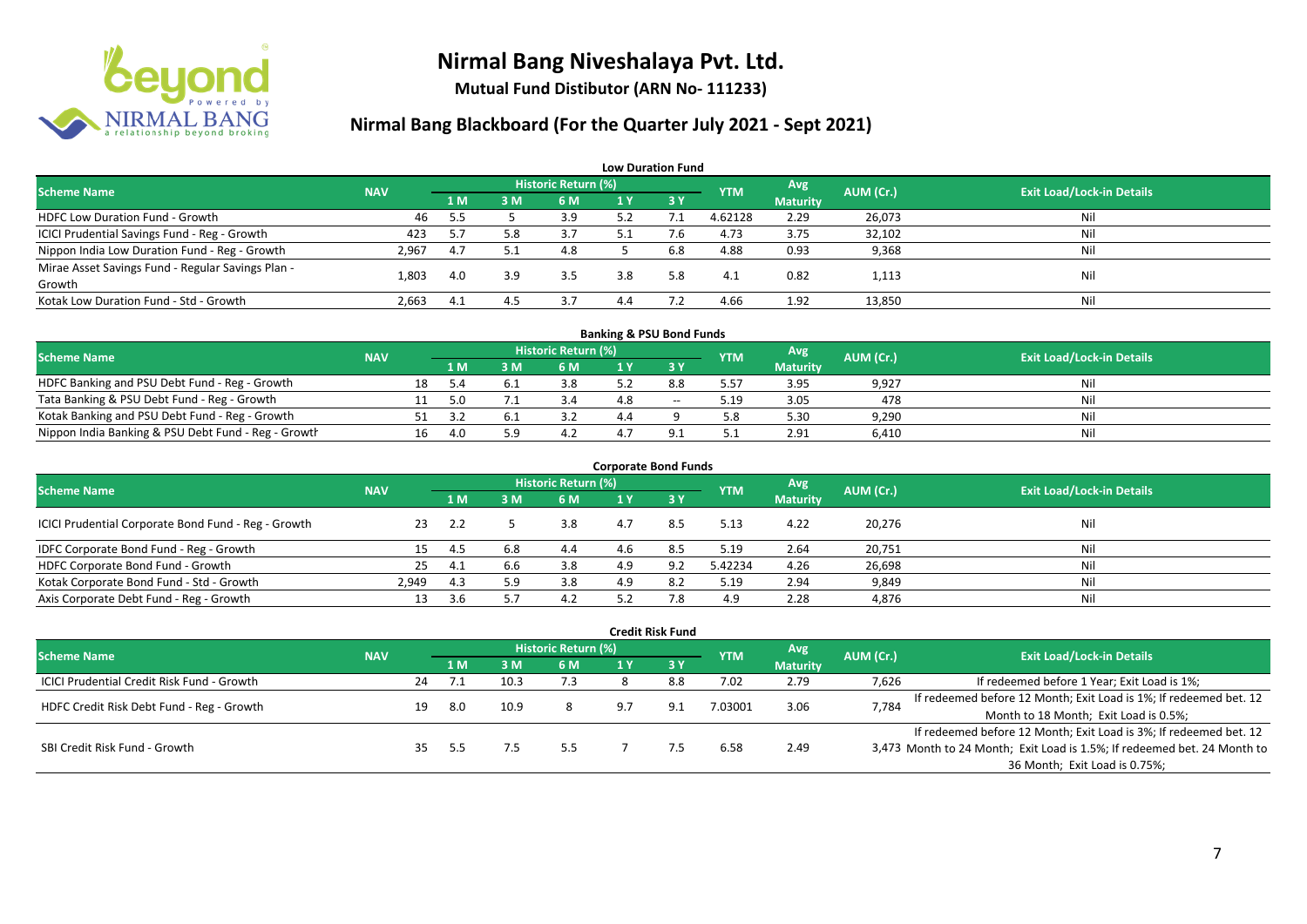# Nirmal Bang Niveshalaya Pvt. Ltd.

**Mutual Fund Distibutor (ARN No- 111233)**

## Nirmal Bang Blackboard (For the Quarter July 2021 - Sept 2021)

### Low Duration Fund

| Scheme Name | NAV | Historic Return (%) | | | | | YTM | Avg Maturity | AUM (Cr.) | Exit Load/Lock-in Details |
|---|---|---|---|---|---|---|---|---|---|---|
| | | 1 M | 3 M | 6 M | 1 Y | 3 Y | | | | |
| HDFC Low Duration Fund - Growth | 46 | 5.5 | 5 | 3.9 | 5.2 | 7.1 | 4.62128 | 2.29 | 26,073 | Nil |
| ICICI Prudential Savings Fund - Reg - Growth | 423 | 5.7 | 5.8 | 3.7 | 5.1 | 7.6 | 4.73 | 3.75 | 32,102 | Nil |
| Nippon India Low Duration Fund - Reg - Growth | 2,967 | 4.7 | 5.1 | 4.8 | 5 | 6.8 | 4.88 | 0.93 | 9,368 | Nil |
| Mirae Asset Savings Fund - Regular Savings Plan - Growth | 1,803 | 4.0 | 3.9 | 3.5 | 3.8 | 5.8 | 4.1 | 0.82 | 1,113 | Nil |
| Kotak Low Duration Fund - Std - Growth | 2,663 | 4.1 | 4.5 | 3.7 | 4.4 | 7.2 | 4.66 | 1.92 | 13,850 | Nil |

### Banking & PSU Bond Funds

| Scheme Name | NAV | Historic Return (%) | | | | | YTM | Avg Maturity | AUM (Cr.) | Exit Load/Lock-in Details |
|---|---|---|---|---|---|---|---|---|---|---|
| | | 1 M | 3 M | 6 M | 1 Y | 3 Y | | | | |
| HDFC Banking and PSU Debt Fund - Reg - Growth | 18 | 5.4 | 6.1 | 3.8 | 5.2 | 8.8 | 5.57 | 3.95 | 9,927 | Nil |
| Tata Banking & PSU Debt Fund - Reg - Growth | 11 | 5.0 | 7.1 | 3.4 | 4.8 | -- | 5.19 | 3.05 | 478 | Nil |
| Kotak Banking and PSU Debt Fund - Reg - Growth | 51 | 3.2 | 6.1 | 3.2 | 4.4 | 9 | 5.8 | 5.30 | 9,290 | Nil |
| Nippon India Banking & PSU Debt Fund - Reg - Growth | 16 | 4.0 | 5.9 | 4.2 | 4.7 | 9.1 | 5.1 | 2.91 | 6,410 | Nil |

### Corporate Bond Funds

| Scheme Name | NAV | Historic Return (%) | | | | | YTM | Avg Maturity | AUM (Cr.) | Exit Load/Lock-in Details |
|---|---|---|---|---|---|---|---|---|---|---|
| | | 1 M | 3 M | 6 M | 1 Y | 3 Y | | | | |
| ICICI Prudential Corporate Bond Fund - Reg - Growth | 23 | 2.2 | 5 | 3.8 | 4.7 | 8.5 | 5.13 | 4.22 | 20,276 | Nil |
| IDFC Corporate Bond Fund - Reg - Growth | 15 | 4.5 | 6.8 | 4.4 | 4.6 | 8.5 | 5.19 | 2.64 | 20,751 | Nil |
| HDFC Corporate Bond Fund - Growth | 25 | 4.1 | 6.6 | 3.8 | 4.9 | 9.2 | 5.42234 | 4.26 | 26,698 | Nil |
| Kotak Corporate Bond Fund - Std - Growth | 2,949 | 4.3 | 5.9 | 3.8 | 4.9 | 8.2 | 5.19 | 2.94 | 9,849 | Nil |
| Axis Corporate Debt Fund - Reg - Growth | 13 | 3.6 | 5.7 | 4.2 | 5.2 | 7.8 | 4.9 | 2.28 | 4,876 | Nil |

### Credit Risk Fund

| Scheme Name | NAV | Historic Return (%) | | | | | YTM | Avg Maturity | AUM (Cr.) | Exit Load/Lock-in Details |
|---|---|---|---|---|---|---|---|---|---|---|
| | | 1 M | 3 M | 6 M | 1 Y | 3 Y | | | | |
| ICICI Prudential Credit Risk Fund - Growth | 24 | 7.1 | 10.3 | 7.3 | 8 | 8.8 | 7.02 | 2.79 | 7,626 | If redeemed before 1 Year; Exit Load is 1%; |
| HDFC Credit Risk Debt Fund - Reg - Growth | 19 | 8.0 | 10.9 | 8 | 9.7 | 9.1 | 7.03001 | 3.06 | 7,784 | If redeemed before 12 Month; Exit Load is 1%; If redeemed bet. 12 Month to 18 Month; Exit Load is 0.5%; |
| SBI Credit Risk Fund - Growth | 35 | 5.5 | 7.5 | 5.5 | 7 | 7.5 | 6.58 | 2.49 | 3,473 | If redeemed before 12 Month; Exit Load is 3%; If redeemed bet. 12 Month to 24 Month; Exit Load is 1.5%; If redeemed bet. 24 Month to 36 Month; Exit Load is 0.75%; |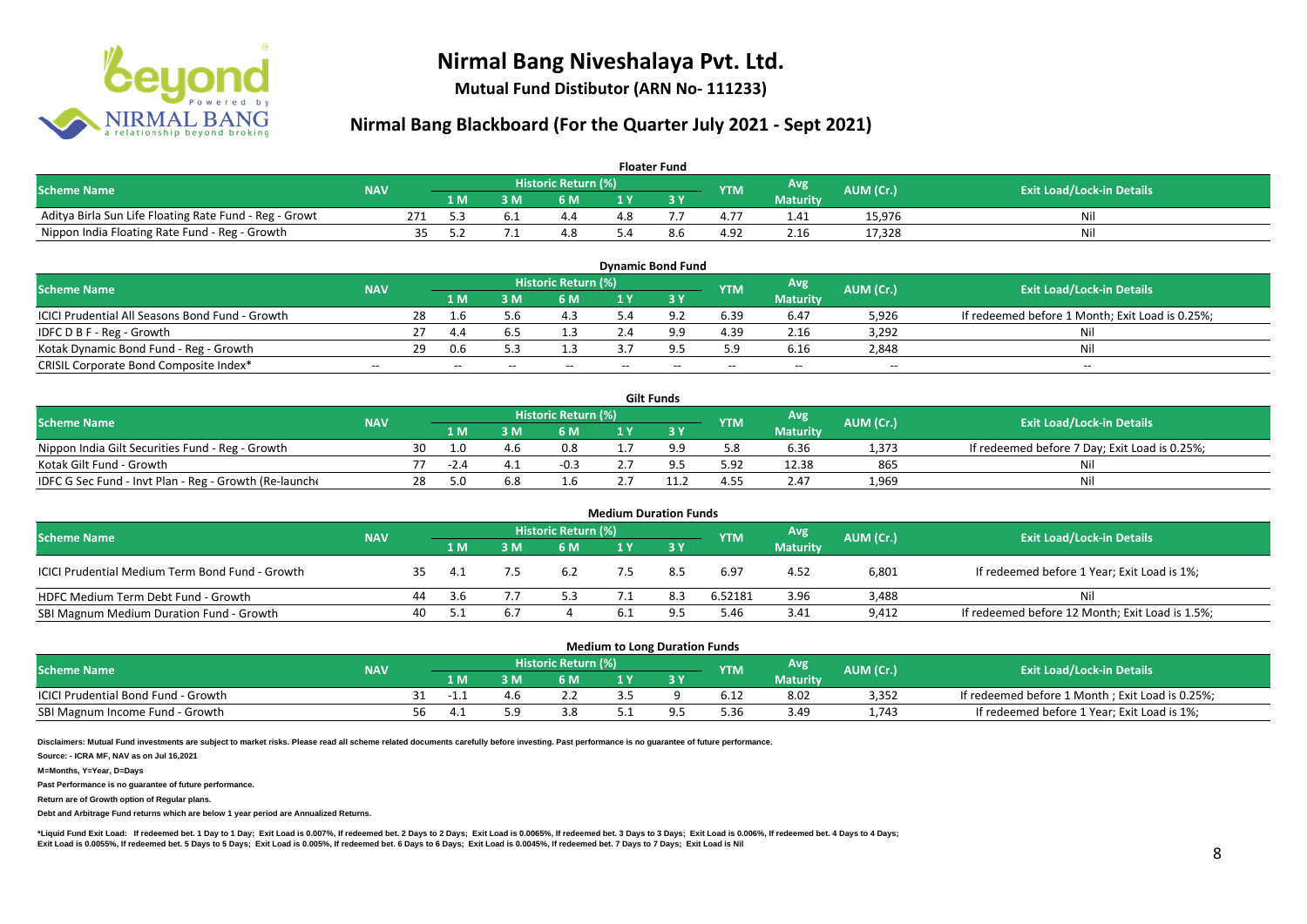# Nirmal Bang Niveshalaya Pvt. Ltd.

**Mutual Fund Distibutor (ARN No- 111233)**

## Nirmal Bang Blackboard (For the Quarter July 2021 - Sept 2021)

### Floater Fund

| Scheme Name | NAV | Historic Return (%) | | | | | YTM | Avg Maturity | AUM (Cr.) | Exit Load/Lock-in Details |
|---|---|---|---|---|---|---|---|---|---|---|
| | | 1 M | 3 M | 6 M | 1 Y | 3 Y | | | | |
| Aditya Birla Sun Life Floating Rate Fund - Reg - Growt | 271 | 5.3 | 6.1 | 4.4 | 4.8 | 7.7 | 4.77 | 1.41 | 15,976 | Nil |
| Nippon India Floating Rate Fund - Reg - Growth | 35 | 5.2 | 7.1 | 4.8 | 5.4 | 8.6 | 4.92 | 2.16 | 17,328 | Nil |

### Dynamic Bond Fund

| Scheme Name | NAV | Historic Return (%) | | | | | YTM | Avg Maturity | AUM (Cr.) | Exit Load/Lock-in Details |
|---|---|---|---|---|---|---|---|---|---|---|
| | | 1 M | 3 M | 6 M | 1 Y | 3 Y | | | | |
| ICICI Prudential All Seasons Bond Fund - Growth | 28 | 1.6 | 5.6 | 4.3 | 5.4 | 9.2 | 6.39 | 6.47 | 5,926 | If redeemed before 1 Month; Exit Load is 0.25%; |
| IDFC D B F - Reg - Growth | 27 | 4.4 | 6.5 | 1.3 | 2.4 | 9.9 | 4.39 | 2.16 | 3,292 | Nil |
| Kotak Dynamic Bond Fund - Reg - Growth | 29 | 0.6 | 5.3 | 1.3 | 3.7 | 9.5 | 5.9 | 6.16 | 2,848 | Nil |
| CRISIL Corporate Bond Composite Index* | -- | -- | -- | -- | -- | -- | -- | -- | -- | -- |

### Gilt Funds

| Scheme Name | NAV | Historic Return (%) | | | | | YTM | Avg Maturity | AUM (Cr.) | Exit Load/Lock-in Details |
|---|---|---|---|---|---|---|---|---|---|---|
| | | 1 M | 3 M | 6 M | 1 Y | 3 Y | | | | |
| Nippon India Gilt Securities Fund - Reg - Growth | 30 | 1.0 | 4.6 | 0.8 | 1.7 | 9.9 | 5.8 | 6.36 | 1,373 | If redeemed before 7 Day; Exit Load is 0.25%; |
| Kotak Gilt Fund - Growth | 77 | -2.4 | 4.1 | -0.3 | 2.7 | 9.5 | 5.92 | 12.38 | 865 | Nil |
| IDFC G Sec Fund - Invt Plan - Reg - Growth (Re-launche | 28 | 5.0 | 6.8 | 1.6 | 2.7 | 11.2 | 4.55 | 2.47 | 1,969 | Nil |

### Medium Duration Funds

| Scheme Name | NAV | Historic Return (%) | | | | | YTM | Avg Maturity | AUM (Cr.) | Exit Load/Lock-in Details |
|---|---|---|---|---|---|---|---|---|---|---|
| | | 1 M | 3 M | 6 M | 1 Y | 3 Y | | | | |
| ICICI Prudential Medium Term Bond Fund - Growth | 35 | 4.1 | 7.5 | 6.2 | 7.5 | 8.5 | 6.97 | 4.52 | 6,801 | If redeemed before 1 Year; Exit Load is 1%; |
| HDFC Medium Term Debt Fund - Growth | 44 | 3.6 | 7.7 | 5.3 | 7.1 | 8.3 | 6.52181 | 3.96 | 3,488 | Nil |
| SBI Magnum Medium Duration Fund - Growth | 40 | 5.1 | 6.7 | 4 | 6.1 | 9.5 | 5.46 | 3.41 | 9,412 | If redeemed before 12 Month; Exit Load is 1.5%; |

### Medium to Long Duration Funds

| Scheme Name | NAV | Historic Return (%) | | | | | YTM | Avg Maturity | AUM (Cr.) | Exit Load/Lock-in Details |
|---|---|---|---|---|---|---|---|---|---|---|
| | | 1 M | 3 M | 6 M | 1 Y | 3 Y | | | | |
| ICICI Prudential Bond Fund - Growth | 31 | -1.1 | 4.6 | 2.2 | 3.5 | 9 | 6.12 | 8.02 | 3,352 | If redeemed before 1 Month ; Exit Load is 0.25%; |
| SBI Magnum Income Fund - Growth | 56 | 4.1 | 5.9 | 3.8 | 5.1 | 9.5 | 5.36 | 3.49 | 1,743 | If redeemed before 1 Year; Exit Load is 1%; |

**Disclaimers: Mutual Fund investments are subject to market risks. Please read all scheme related documents carefully before investing. Past performance is no guarantee of future performance.**

**Source: - ICRA MF, NAV as on Jul 16,2021**

**M=Months, Y=Year, D=Days**

**Past Performance is no guarantee of future performance.**

**Return are of Growth option of Regular plans.**

**Debt and Arbitrage Fund returns which are below 1 year period are Annualized Returns.**

**\*Liquid Fund Exit Load: If redeemed bet. 1 Day to 1 Day; Exit Load is 0.007%, If redeemed bet. 2 Days to 2 Days; Exit Load is 0.0065%, If redeemed bet. 3 Days to 3 Days; Exit Load is 0.006%, If redeemed bet. 4 Days to 4 Days; Exit Load is 0.0055%, If redeemed bet. 5 Days to 5 Days; Exit Load is 0.005%, If redeemed bet. 6 Days to 6 Days; Exit Load is 0.0045%, If redeemed bet. 7 Days to 7 Days; Exit Load is Nil**